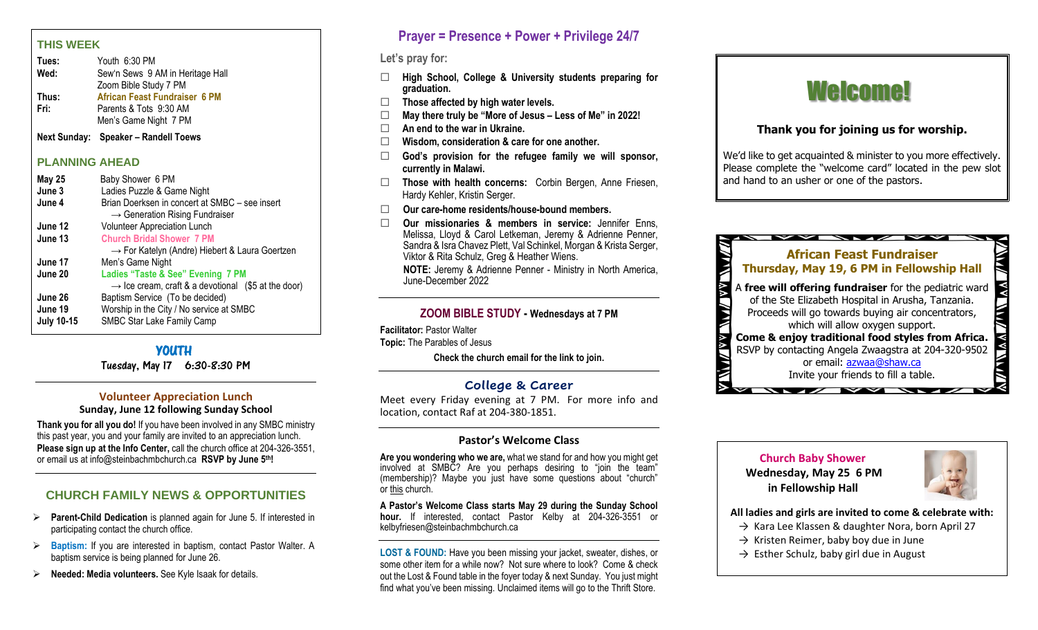## THIS WEEK

**Tues:** Youth 6:30 PM
**Wed:** Sew'n Sews 9 AM in Heritage Hall
Zoom Bible Study 7 PM
**Thus:** **African Feast Fundraiser 6 PM**
**Fri:** Parents & Tots 9:30 AM
Men's Game Night 7 PM

**Next Sunday: Speaker – Randell Toews**

## PLANNING AHEAD

| | |
|---|---|
| **May 25** | Baby Shower 6 PM |
| **June 3** | Ladies Puzzle & Game Night |
| **June 4** | Brian Doerksen in concert at SMBC – see insert<br>→ Generation Rising Fundraiser |
| **June 12** | Volunteer Appreciation Lunch |
| **June 13** | **Church Bridal Shower 7 PM**<br>→ For Katelyn (Andre) Hiebert & Laura Goertzen |
| **June 17** | Men's Game Night |
| **June 20** | **Ladies "Taste & See" Evening 7 PM**<br>→ Ice cream, craft & a devotional ($5 at the door) |
| **June 26** | Baptism Service (To be decided) |
| **June 19** | Worship in the City / No service at SMBC |
| **July 10-15** | SMBC Star Lake Family Camp |

## YOUTH

Tuesday, May 17 6:30-8:30 PM

### Volunteer Appreciation Lunch

**Sunday, June 12 following Sunday School**

**Thank you for all you do!** If you have been involved in any SMBC ministry this past year, you and your family are invited to an appreciation lunch. **Please sign up at the Info Center,** call the church office at 204-326-3551, or email us at info@steinbachmbchurch.ca **RSVP by June 5th!**

## CHURCH FAMILY NEWS & OPPORTUNITIES

- **Parent-Child Dedication** is planned again for June 5. If interested in participating contact the church office.
- **Baptism:** If you are interested in baptism, contact Pastor Walter. A baptism service is being planned for June 26.
- **Needed: Media volunteers.** See Kyle Isaak for details.

## Prayer = Presence + Power + Privilege 24/7

**Let's pray for:**

- ☐ **High School, College & University students preparing for graduation.**
- ☐ **Those affected by high water levels.**
- ☐ **May there truly be "More of Jesus – Less of Me" in 2022!**
- ☐ **An end to the war in Ukraine.**
- ☐ **Wisdom, consideration & care for one another.**
- ☐ **God's provision for the refugee family we will sponsor, currently in Malawi.**
- ☐ **Those with health concerns:** Corbin Bergen, Anne Friesen, Hardy Kehler, Kristin Serger.
- ☐ **Our care-home residents/house-bound members.**
- ☐ **Our missionaries & members in service:** Jennifer Enns, Melissa, Lloyd & Carol Letkeman, Jeremy & Adrienne Penner, Sandra & Isra Chavez Plett, Val Schinkel, Morgan & Krista Serger, Viktor & Rita Schulz, Greg & Heather Wiens.
**NOTE:** Jeremy & Adrienne Penner - Ministry in North America, June-December 2022

### ZOOM BIBLE STUDY - Wednesdays at 7 PM

**Facilitator:** Pastor Walter
**Topic:** The Parables of Jesus

**Check the church email for the link to join.**

### College & Career

Meet every Friday evening at 7 PM. For more info and location, contact Raf at 204-380-1851.

### Pastor's Welcome Class

**Are you wondering who we are,** what we stand for and how you might get involved at SMBC? Are you perhaps desiring to "join the team" (membership)? Maybe you just have some questions about "church" or this church.

**A Pastor's Welcome Class starts May 29 during the Sunday School hour.** If interested, contact Pastor Kelby at 204-326-3551 or kelbyfriesen@steinbachmbchurch.ca

**LOST & FOUND:** Have you been missing your jacket, sweater, dishes, or some other item for a while now? Not sure where to look? Come & check out the Lost & Found table in the foyer today & next Sunday. You just might find what you've been missing. Unclaimed items will go to the Thrift Store.

# Welcome!

**Thank you for joining us for worship.**

We'd like to get acquainted & minister to you more effectively. Please complete the "welcome card" located in the pew slot and hand to an usher or one of the pastors.

### African Feast Fundraiser
### Thursday, May 19, 6 PM in Fellowship Hall

A **free will offering fundraiser** for the pediatric ward of the Ste Elizabeth Hospital in Arusha, Tanzania. Proceeds will go towards buying air concentrators, which will allow oxygen support.
**Come & enjoy traditional food styles from Africa.**
RSVP by contacting Angela Zwaagstra at 204-320-9502 or email: azwaa@shaw.ca
Invite your friends to fill a table.

### Church Baby Shower
**Wednesday, May 25 6 PM in Fellowship Hall**

**All ladies and girls are invited to come & celebrate with:**

- → Kara Lee Klassen & daughter Nora, born April 27
- → Kristen Reimer, baby boy due in June
- → Esther Schulz, baby girl due in August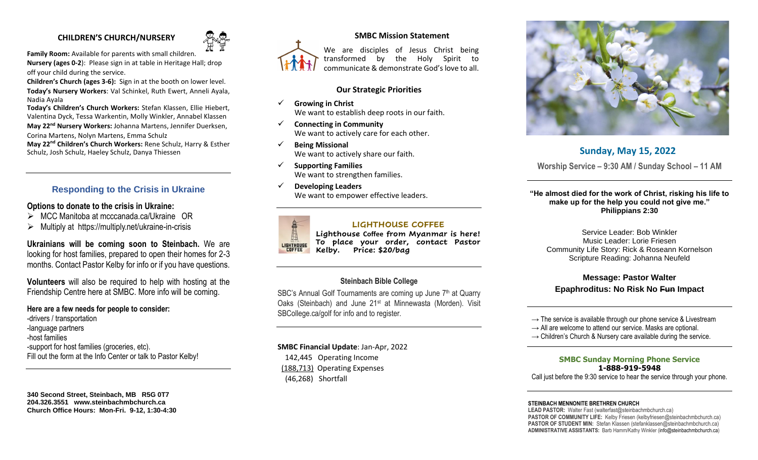## CHILDREN'S CHURCH/NURSERY

**Family Room:** Available for parents with small children.
**Nursery (ages 0-2**): Please sign in at table in Heritage Hall; drop off your child during the service.
**Children's Church (ages 3-6):** Sign in at the booth on lower level.
**Today's Nursery Workers**: Val Schinkel, Ruth Ewert, Anneli Ayala, Nadia Ayala
**Today's Children's Church Workers:** Stefan Klassen, Ellie Hiebert, Valentina Dyck, Tessa Warkentin, Molly Winkler, Annabel Klassen
**May 22nd Nursery Workers:** Johanna Martens, Jennifer Duerksen, Corina Martens, Nolyn Martens, Emma Schulz
**May 22nd Children's Church Workers:** Rene Schulz, Harry & Esther Schulz, Josh Schulz, Haeley Schulz, Danya Thiessen

## Responding to the Crisis in Ukraine

**Options to donate to the crisis in Ukraine:**

- MCC Manitoba at mcccanada.ca/Ukraine OR
- Multiply at https://multiply.net/ukraine-in-crisis

**Ukrainians will be coming soon to Steinbach.** We are looking for host families, prepared to open their homes for 2-3 months. Contact Pastor Kelby for info or if you have questions.

**Volunteers** will also be required to help with hosting at the Friendship Centre here at SMBC. More info will be coming.

**Here are a few needs for people to consider:**
-drivers / transportation
-language partners
-host families
-support for host families (groceries, etc).
Fill out the form at the Info Center or talk to Pastor Kelby!

**340 Second Street, Steinbach, MB R5G 0T7**
**204.326.3551 www.steinbachmbchurch.ca**
**Church Office Hours: Mon-Fri. 9-12, 1:30-4:30**

## SMBC Mission Statement

We are disciples of Jesus Christ being transformed by the Holy Spirit to communicate & demonstrate God's love to all.

### Our Strategic Priorities

- ✓ **Growing in Christ**
  We want to establish deep roots in our faith.
- ✓ **Connecting in Community**
  We want to actively care for each other.
- ✓ **Being Missional**
  We want to actively share our faith.
- ✓ **Supporting Families**
  We want to strengthen families.
- ✓ **Developing Leaders**
  We want to empower effective leaders.

### LIGHTHOUSE COFFEE

**Lighthouse Coffee from Myanmar is here! To place your order, contact Pastor Kelby. Price: $20/bag**

### Steinbach Bible College

SBC's Annual Golf Tournaments are coming up June 7th at Quarry Oaks (Steinbach) and June 21st at Minnewasta (Morden). Visit SBCollege.ca/golf for info and to register.

**SMBC Financial Update**: Jan-Apr, 2022

| | |
|---|---|
| 142,445 | Operating Income |
| (188,713) | Operating Expenses |
| (46,268) | Shortfall |

## Sunday, May 15, 2022

**Worship Service – 9:30 AM / Sunday School – 11 AM**

**"He almost died for the work of Christ, risking his life to make up for the help you could not give me." Philippians 2:30**

Service Leader: Bob Winkler
Music Leader: Lorie Friesen
Community Life Story: Rick & Roseann Kornelson
Scripture Reading: Johanna Neufeld

**Message: Pastor Walter**
**Epaphroditus: No Risk No ~~Fun~~ Impact**

→ The service is available through our phone service & Livestream
→ All are welcome to attend our service. Masks are optional.
→ Children's Church & Nursery care available during the service.

**SMBC Sunday Morning Phone Service**
**1-888-919-5948**
Call just before the 9:30 service to hear the service through your phone.

**STEINBACH MENNONITE BRETHREN CHURCH**
**LEAD PASTOR:** Walter Fast (walterfast@steinbachmbchurch.ca)
**PASTOR OF COMMUNITY LIFE:** Kelby Friesen (kelbyfriesen@steinbachmbchurch.ca)
**PASTOR OF STUDENT MIN:** Stefan Klassen (stefanklassen@steinbachmbchurch.ca)
**ADMINISTRATIVE ASSISTANTS:** Barb Hamm/Kathy Winkler (info@steinbachmbchurch.ca)